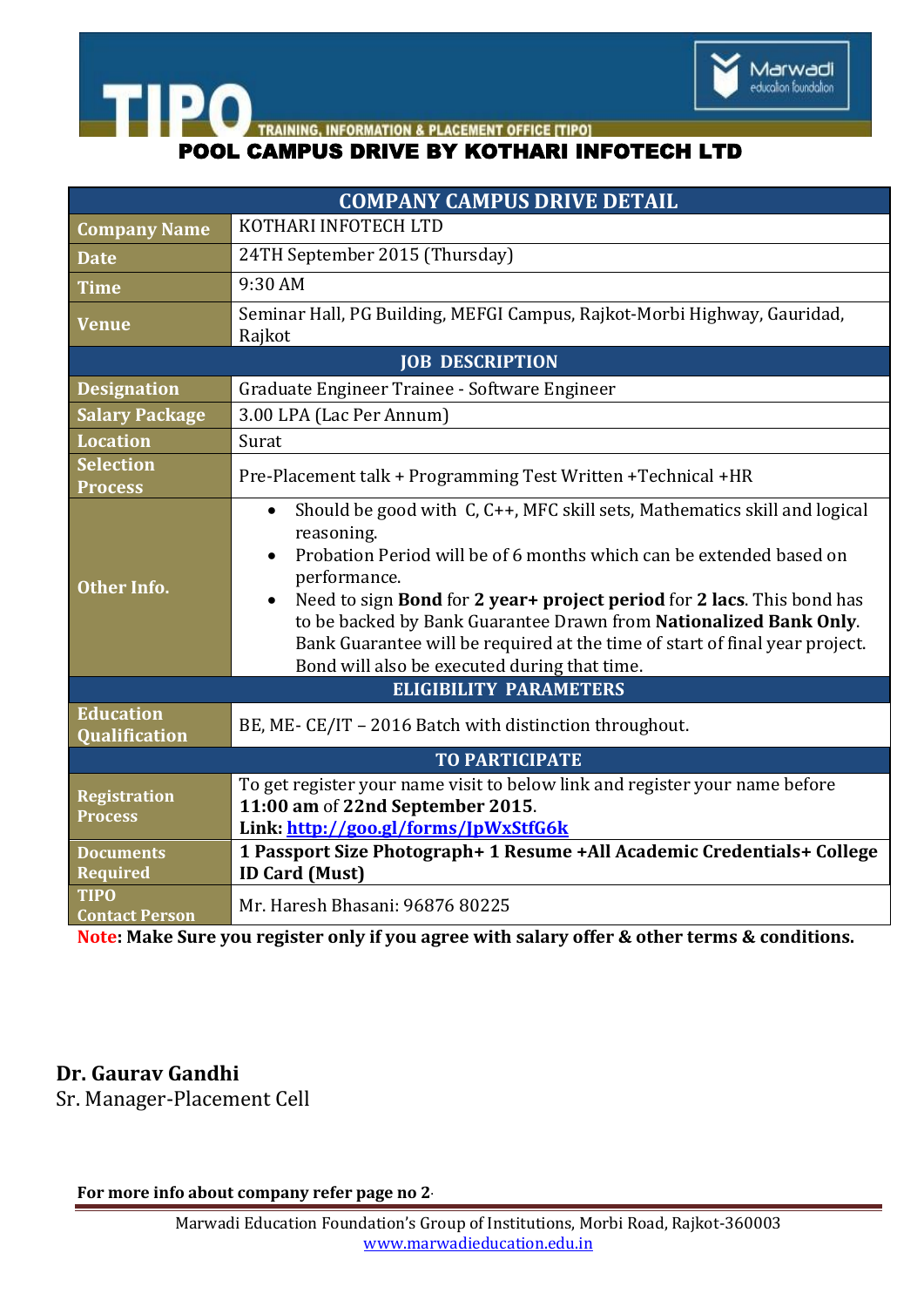TIPO — TRAINING, INFORMATION & PLACEMENT OFFICE [TIPO]

Marwadi education foundation

# POOL CAMPUS DRIVE BY KOTHARI INFOTECH LTD

| COMPANY CAMPUS DRIVE DETAIL | |
|---|---|
| **Company Name** | KOTHARI INFOTECH LTD |
| **Date** | 24TH September 2015 (Thursday) |
| **Time** | 9:30 AM |
| **Venue** | Seminar Hall, PG Building, MEFGI Campus, Rajkot-Morbi Highway, Gauridad, Rajkot |
| **JOB DESCRIPTION** | |
| **Designation** | Graduate Engineer Trainee - Software Engineer |
| **Salary Package** | 3.00 LPA (Lac Per Annum) |
| **Location** | Surat |
| **Selection Process** | Pre-Placement talk + Programming Test Written +Technical +HR |
| **Other Info.** | • Should be good with C, C++, MFC skill sets, Mathematics skill and logical reasoning.<br>• Probation Period will be of 6 months which can be extended based on performance.<br>• Need to sign **Bond** for **2 year+ project period** for **2 lacs**. This bond has to be backed by Bank Guarantee Drawn from **Nationalized Bank Only**. Bank Guarantee will be required at the time of start of final year project. Bond will also be executed during that time. |
| **ELIGIBILITY PARAMETERS** | |
| **Education Qualification** | BE, ME- CE/IT – 2016 Batch with distinction throughout. |
| **TO PARTICIPATE** | |
| **Registration Process** | To get register your name visit to below link and register your name before **11:00 am** of **22nd September 2015**.<br>**Link: http://goo.gl/forms/JpWxStfG6k** |
| **Documents Required** | **1 Passport Size Photograph+ 1 Resume +All Academic Credentials+ College ID Card (Must)** |
| **TIPO Contact Person** | Mr. Haresh Bhasani: 96876 80225 |

**Note: Make Sure you register only if you agree with salary offer & other terms & conditions.**

**Dr. Gaurav Gandhi**
Sr. Manager-Placement Cell

**For more info about company refer page no 2.**

Marwadi Education Foundation's Group of Institutions, Morbi Road, Rajkot-360003
www.marwadieducation.edu.in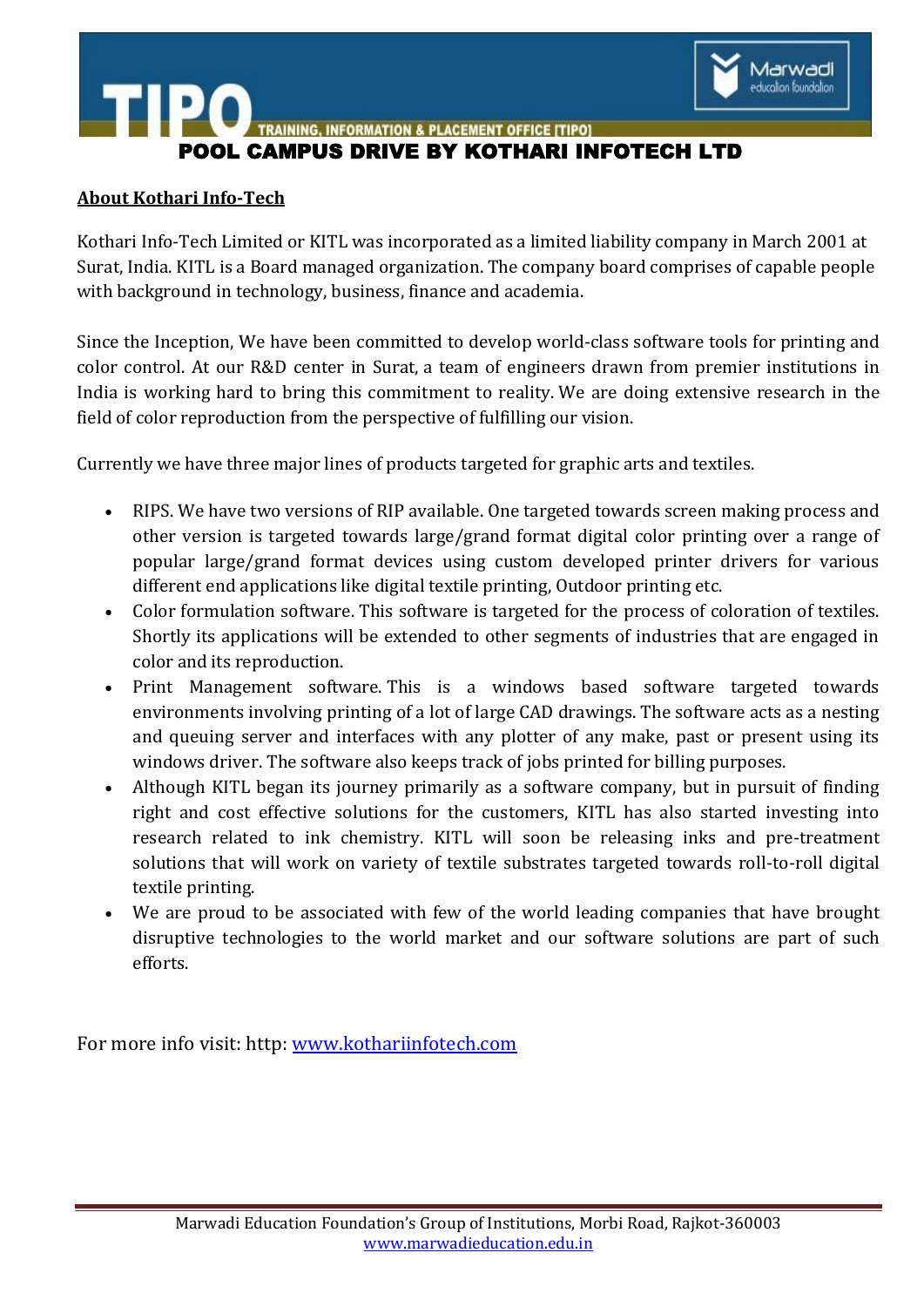# POOL CAMPUS DRIVE BY KOTHARI INFOTECH LTD

**About Kothari Info-Tech**

Kothari Info-Tech Limited or KITL was incorporated as a limited liability company in March 2001 at Surat, India. KITL is a Board managed organization. The company board comprises of capable people with background in technology, business, finance and academia.

Since the Inception, We have been committed to develop world-class software tools for printing and color control. At our R&D center in Surat, a team of engineers drawn from premier institutions in India is working hard to bring this commitment to reality. We are doing extensive research in the field of color reproduction from the perspective of fulfilling our vision.

Currently we have three major lines of products targeted for graphic arts and textiles.

- RIPS. We have two versions of RIP available. One targeted towards screen making process and other version is targeted towards large/grand format digital color printing over a range of popular large/grand format devices using custom developed printer drivers for various different end applications like digital textile printing, Outdoor printing etc.
- Color formulation software. This software is targeted for the process of coloration of textiles. Shortly its applications will be extended to other segments of industries that are engaged in color and its reproduction.
- Print Management software. This is a windows based software targeted towards environments involving printing of a lot of large CAD drawings. The software acts as a nesting and queuing server and interfaces with any plotter of any make, past or present using its windows driver. The software also keeps track of jobs printed for billing purposes.
- Although KITL began its journey primarily as a software company, but in pursuit of finding right and cost effective solutions for the customers, KITL has also started investing into research related to ink chemistry. KITL will soon be releasing inks and pre-treatment solutions that will work on variety of textile substrates targeted towards roll-to-roll digital textile printing.
- We are proud to be associated with few of the world leading companies that have brought disruptive technologies to the world market and our software solutions are part of such efforts.

For more info visit: http: www.kothariinfotech.com